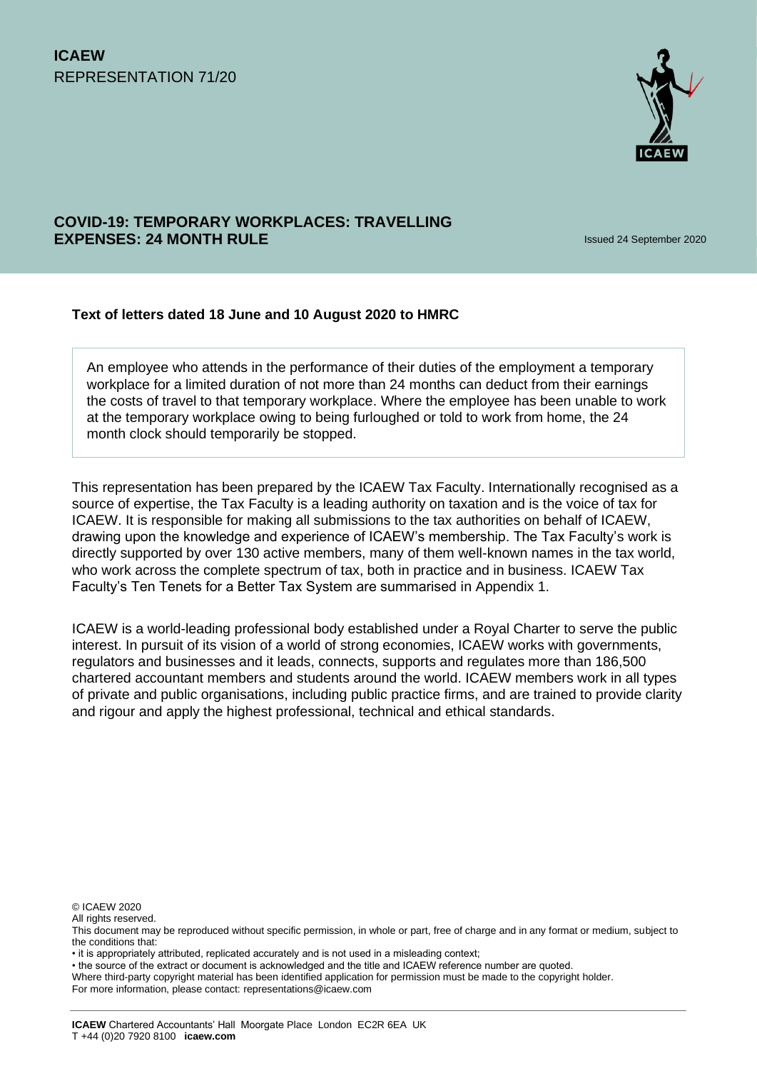**ICAEW**
REPRESENTATION 71/20

# COVID-19: TEMPORARY WORKPLACES: TRAVELLING EXPENSES: 24 MONTH RULE

Issued 24 September 2020

**Text of letters dated 18 June and 10 August 2020 to HMRC**

> An employee who attends in the performance of their duties of the employment a temporary workplace for a limited duration of not more than 24 months can deduct from their earnings the costs of travel to that temporary workplace. Where the employee has been unable to work at the temporary workplace owing to being furloughed or told to work from home, the 24 month clock should temporarily be stopped.

This representation has been prepared by the ICAEW Tax Faculty. Internationally recognised as a source of expertise, the Tax Faculty is a leading authority on taxation and is the voice of tax for ICAEW. It is responsible for making all submissions to the tax authorities on behalf of ICAEW, drawing upon the knowledge and experience of ICAEW's membership. The Tax Faculty's work is directly supported by over 130 active members, many of them well-known names in the tax world, who work across the complete spectrum of tax, both in practice and in business. ICAEW Tax Faculty's Ten Tenets for a Better Tax System are summarised in Appendix 1.

ICAEW is a world-leading professional body established under a Royal Charter to serve the public interest. In pursuit of its vision of a world of strong economies, ICAEW works with governments, regulators and businesses and it leads, connects, supports and regulates more than 186,500 chartered accountant members and students around the world. ICAEW members work in all types of private and public organisations, including public practice firms, and are trained to provide clarity and rigour and apply the highest professional, technical and ethical standards.

© ICAEW 2020
All rights reserved.
This document may be reproduced without specific permission, in whole or part, free of charge and in any format or medium, subject to the conditions that:
• it is appropriately attributed, replicated accurately and is not used in a misleading context;
• the source of the extract or document is acknowledged and the title and ICAEW reference number are quoted.
Where third-party copyright material has been identified application for permission must be made to the copyright holder.
For more information, please contact: representations@icaew.com

**ICAEW** Chartered Accountants' Hall Moorgate Place London EC2R 6EA UK
T +44 (0)20 7920 8100 **icaew.com**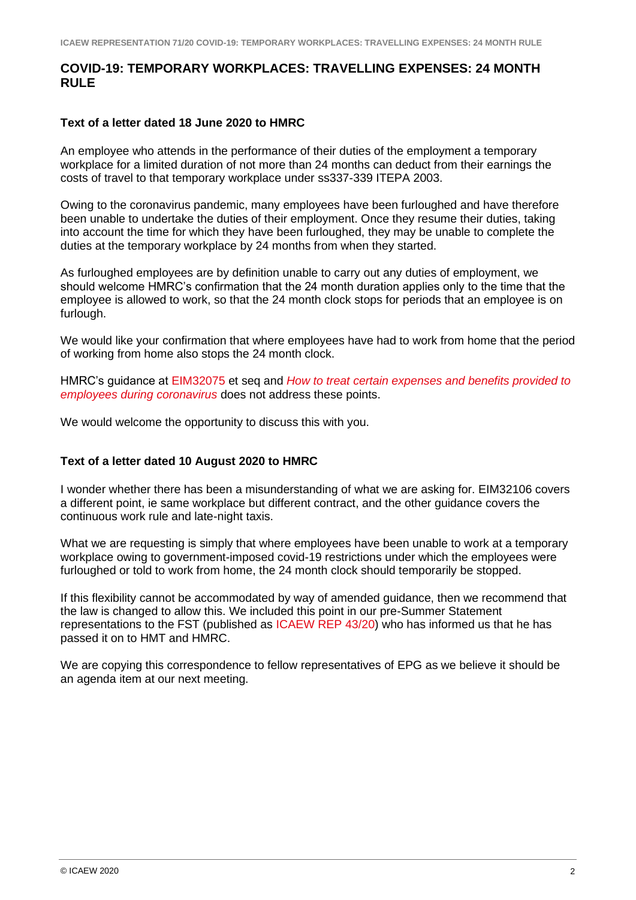## COVID-19: TEMPORARY WORKPLACES: TRAVELLING EXPENSES: 24 MONTH RULE

### Text of a letter dated 18 June 2020 to HMRC

An employee who attends in the performance of their duties of the employment a temporary workplace for a limited duration of not more than 24 months can deduct from their earnings the costs of travel to that temporary workplace under ss337-339 ITEPA 2003.

Owing to the coronavirus pandemic, many employees have been furloughed and have therefore been unable to undertake the duties of their employment. Once they resume their duties, taking into account the time for which they have been furloughed, they may be unable to complete the duties at the temporary workplace by 24 months from when they started.

As furloughed employees are by definition unable to carry out any duties of employment, we should welcome HMRC's confirmation that the 24 month duration applies only to the time that the employee is allowed to work, so that the 24 month clock stops for periods that an employee is on furlough.

We would like your confirmation that where employees have had to work from home that the period of working from home also stops the 24 month clock.

HMRC's guidance at EIM32075 et seq and *How to treat certain expenses and benefits provided to employees during coronavirus* does not address these points.

We would welcome the opportunity to discuss this with you.

### Text of a letter dated 10 August 2020 to HMRC

I wonder whether there has been a misunderstanding of what we are asking for. EIM32106 covers a different point, ie same workplace but different contract, and the other guidance covers the continuous work rule and late-night taxis.

What we are requesting is simply that where employees have been unable to work at a temporary workplace owing to government-imposed covid-19 restrictions under which the employees were furloughed or told to work from home, the 24 month clock should temporarily be stopped.

If this flexibility cannot be accommodated by way of amended guidance, then we recommend that the law is changed to allow this. We included this point in our pre-Summer Statement representations to the FST (published as ICAEW REP 43/20) who has informed us that he has passed it on to HMT and HMRC.

We are copying this correspondence to fellow representatives of EPG as we believe it should be an agenda item at our next meeting.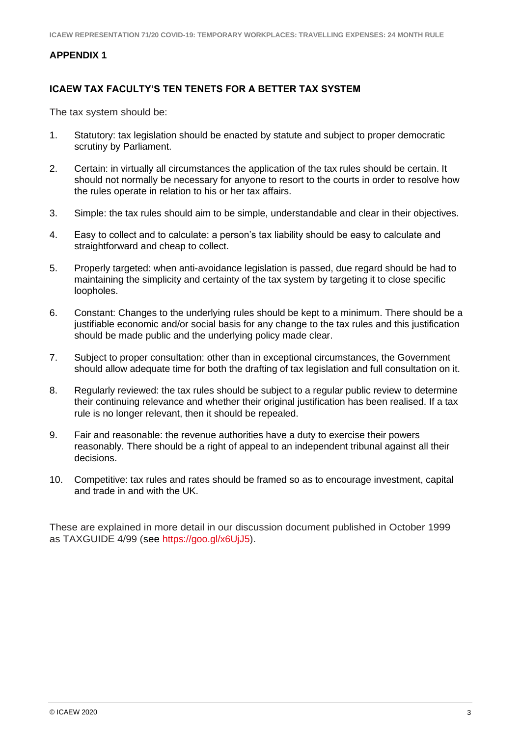## APPENDIX 1

## ICAEW TAX FACULTY'S TEN TENETS FOR A BETTER TAX SYSTEM

The tax system should be:

1. Statutory: tax legislation should be enacted by statute and subject to proper democratic scrutiny by Parliament.
2. Certain: in virtually all circumstances the application of the tax rules should be certain. It should not normally be necessary for anyone to resort to the courts in order to resolve how the rules operate in relation to his or her tax affairs.
3. Simple: the tax rules should aim to be simple, understandable and clear in their objectives.
4. Easy to collect and to calculate: a person's tax liability should be easy to calculate and straightforward and cheap to collect.
5. Properly targeted: when anti-avoidance legislation is passed, due regard should be had to maintaining the simplicity and certainty of the tax system by targeting it to close specific loopholes.
6. Constant: Changes to the underlying rules should be kept to a minimum. There should be a justifiable economic and/or social basis for any change to the tax rules and this justification should be made public and the underlying policy made clear.
7. Subject to proper consultation: other than in exceptional circumstances, the Government should allow adequate time for both the drafting of tax legislation and full consultation on it.
8. Regularly reviewed: the tax rules should be subject to a regular public review to determine their continuing relevance and whether their original justification has been realised. If a tax rule is no longer relevant, then it should be repealed.
9. Fair and reasonable: the revenue authorities have a duty to exercise their powers reasonably. There should be a right of appeal to an independent tribunal against all their decisions.
10. Competitive: tax rules and rates should be framed so as to encourage investment, capital and trade in and with the UK.

These are explained in more detail in our discussion document published in October 1999 as TAXGUIDE 4/99 (see https://goo.gl/x6UjJ5).